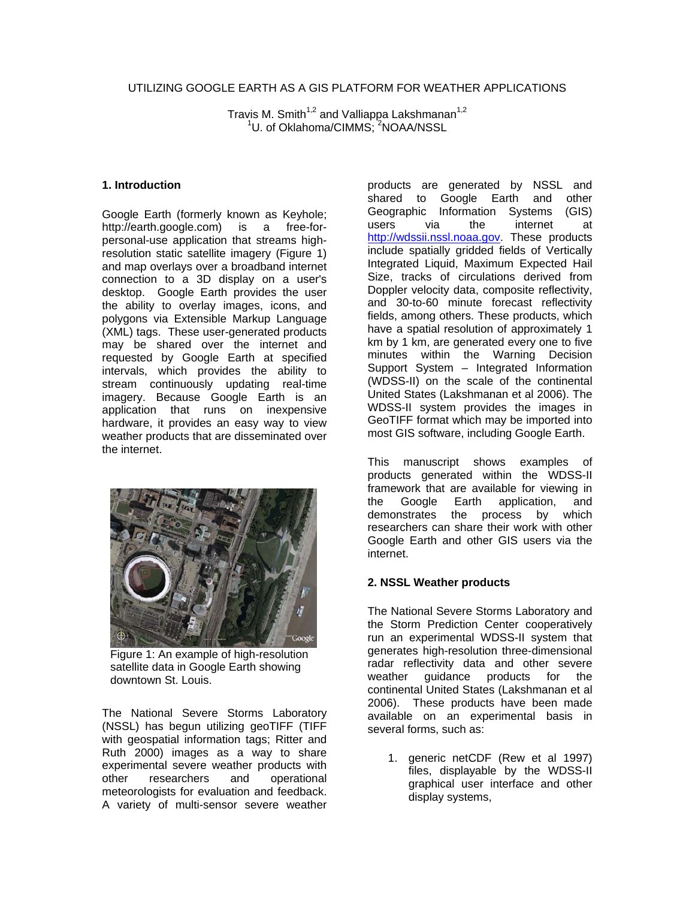# UTILIZING GOOGLE EARTH AS A GIS PLATFORM FOR WEATHER APPLICATIONS

Travis M. Smith[1,2] and Valliappa Lakshmanan[1,2]
[1]U. of Oklahoma/CIMMS; [2]NOAA/NSSL

## 1. Introduction

Google Earth (formerly known as Keyhole; http://earth.google.com) is a free-for-personal-use application that streams high-resolution static satellite imagery (Figure 1) and map overlays over a broadband internet connection to a 3D display on a user's desktop. Google Earth provides the user the ability to overlay images, icons, and polygons via Extensible Markup Language (XML) tags. These user-generated products may be shared over the internet and requested by Google Earth at specified intervals, which provides the ability to stream continuously updating real-time imagery. Because Google Earth is an application that runs on inexpensive hardware, it provides an easy way to view weather products that are disseminated over the internet.

Figure 1: An example of high-resolution satellite data in Google Earth showing downtown St. Louis.

The National Severe Storms Laboratory (NSSL) has begun utilizing geoTIFF (TIFF with geospatial information tags; Ritter and Ruth 2000) images as a way to share experimental severe weather products with other researchers and operational meteorologists for evaluation and feedback. A variety of multi-sensor severe weather products are generated by NSSL and shared to Google Earth and other Geographic Information Systems (GIS) users via the internet at http://wdssii.nssl.noaa.gov. These products include spatially gridded fields of Vertically Integrated Liquid, Maximum Expected Hail Size, tracks of circulations derived from Doppler velocity data, composite reflectivity, and 30-to-60 minute forecast reflectivity fields, among others. These products, which have a spatial resolution of approximately 1 km by 1 km, are generated every one to five minutes within the Warning Decision Support System – Integrated Information (WDSS-II) on the scale of the continental United States (Lakshmanan et al 2006). The WDSS-II system provides the images in GeoTIFF format which may be imported into most GIS software, including Google Earth.

This manuscript shows examples of products generated within the WDSS-II framework that are available for viewing in the Google Earth application, and demonstrates the process by which researchers can share their work with other Google Earth and other GIS users via the internet.

## 2. NSSL Weather products

The National Severe Storms Laboratory and the Storm Prediction Center cooperatively run an experimental WDSS-II system that generates high-resolution three-dimensional radar reflectivity data and other severe weather guidance products for the continental United States (Lakshmanan et al 2006). These products have been made available on an experimental basis in several forms, such as:

1. generic netCDF (Rew et al 1997) files, displayable by the WDSS-II graphical user interface and other display systems,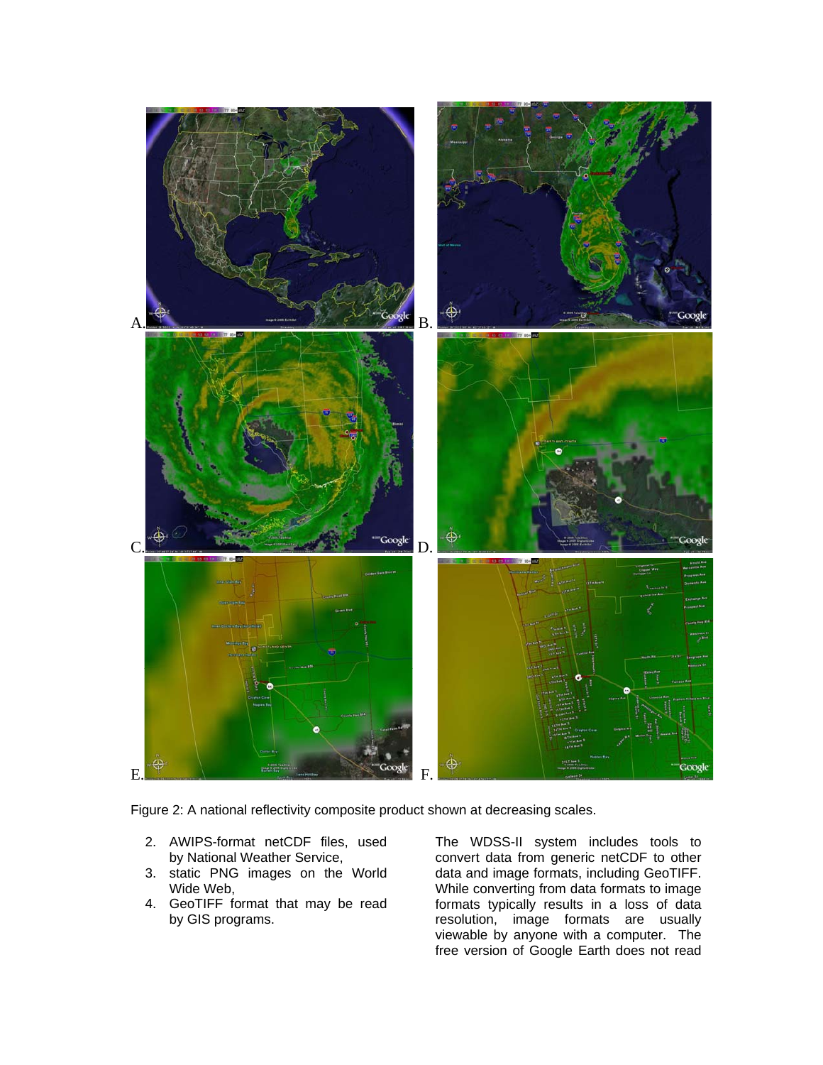Figure 2: A national reflectivity composite product shown at decreasing scales.

2. AWIPS-format netCDF files, used by National Weather Service,
3. static PNG images on the World Wide Web,
4. GeoTIFF format that may be read by GIS programs.

The WDSS-II system includes tools to convert data from generic netCDF to other data and image formats, including GeoTIFF. While converting from data formats to image formats typically results in a loss of data resolution, image formats are usually viewable by anyone with a computer. The free version of Google Earth does not read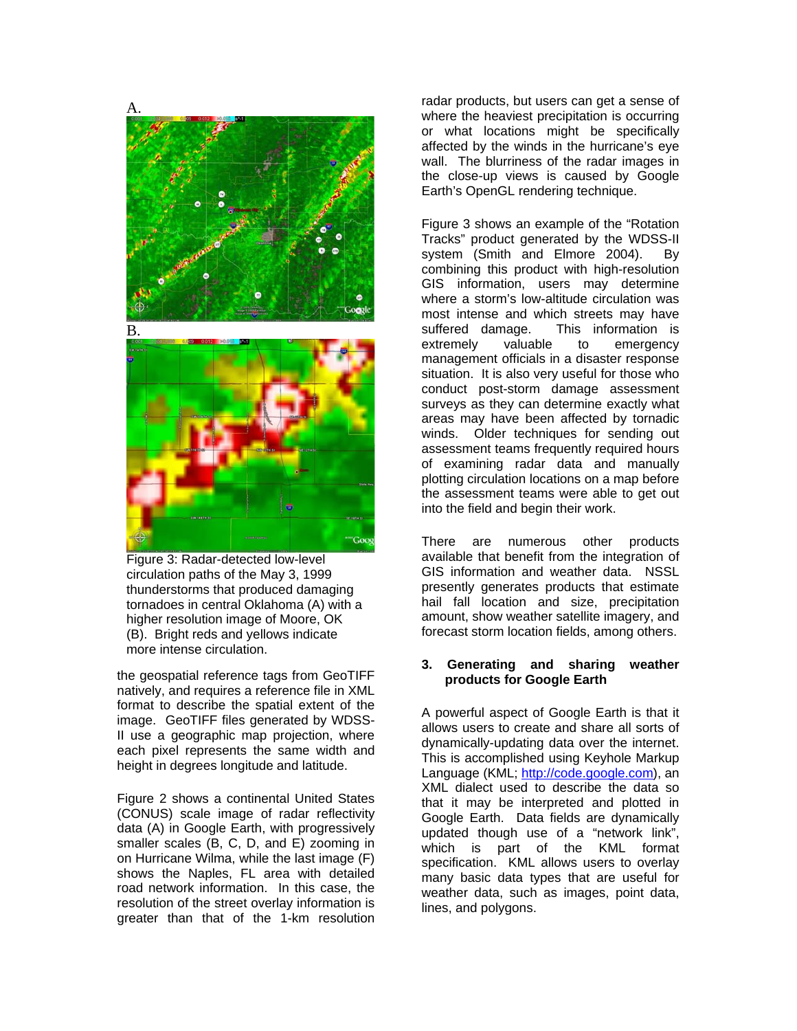Figure 3: Radar-detected low-level circulation paths of the May 3, 1999 thunderstorms that produced damaging tornadoes in central Oklahoma (A) with a higher resolution image of Moore, OK (B). Bright reds and yellows indicate more intense circulation.

the geospatial reference tags from GeoTIFF natively, and requires a reference file in XML format to describe the spatial extent of the image. GeoTIFF files generated by WDSS-II use a geographic map projection, where each pixel represents the same width and height in degrees longitude and latitude.

Figure 2 shows a continental United States (CONUS) scale image of radar reflectivity data (A) in Google Earth, with progressively smaller scales (B, C, D, and E) zooming in on Hurricane Wilma, while the last image (F) shows the Naples, FL area with detailed road network information. In this case, the resolution of the street overlay information is greater than that of the 1-km resolution radar products, but users can get a sense of where the heaviest precipitation is occurring or what locations might be specifically affected by the winds in the hurricane's eye wall. The blurriness of the radar images in the close-up views is caused by Google Earth's OpenGL rendering technique.

Figure 3 shows an example of the "Rotation Tracks" product generated by the WDSS-II system (Smith and Elmore 2004). By combining this product with high-resolution GIS information, users may determine where a storm's low-altitude circulation was most intense and which streets may have suffered damage. This information is extremely valuable to emergency management officials in a disaster response situation. It is also very useful for those who conduct post-storm damage assessment surveys as they can determine exactly what areas may have been affected by tornadic winds. Older techniques for sending out assessment teams frequently required hours of examining radar data and manually plotting circulation locations on a map before the assessment teams were able to get out into the field and begin their work.

There are numerous other products available that benefit from the integration of GIS information and weather data. NSSL presently generates products that estimate hail fall location and size, precipitation amount, show weather satellite imagery, and forecast storm location fields, among others.

## 3. Generating and sharing weather products for Google Earth

A powerful aspect of Google Earth is that it allows users to create and share all sorts of dynamically-updating data over the internet. This is accomplished using Keyhole Markup Language (KML; http://code.google.com), an XML dialect used to describe the data so that it may be interpreted and plotted in Google Earth. Data fields are dynamically updated though use of a "network link", which is part of the KML format specification. KML allows users to overlay many basic data types that are useful for weather data, such as images, point data, lines, and polygons.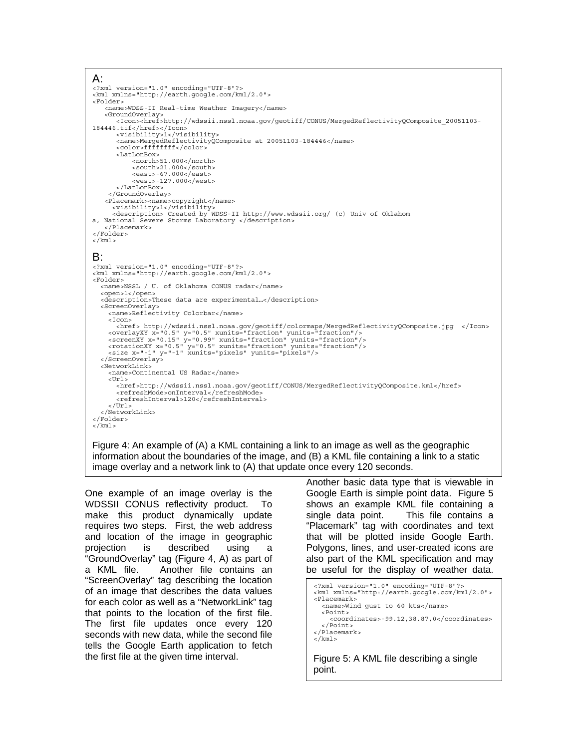A:

```
<?xml version="1.0" encoding="UTF-8"?>
<kml xmlns="http://earth.google.com/kml/2.0">
<Folder>
   <name>WDSS-II Real-time Weather Imagery</name>
   <GroundOverlay>
      <Icon><href>http://wdssii.nssl.noaa.gov/geotiff/CONUS/MergedReflectivityQComposite_20051103-
184446.tif</href></Icon>
      <visibility>1</visibility>
      <name>MergedReflectivityQComposite at 20051103-184446</name>
      <color>ffffffff</color>
      <LatLonBox>
          <north>51.000</north>
          <south>21.000</south>
          <east>-67.000</east>
          <west>-127.000</west>
      </LatLonBox>
    </GroundOverlay>
   <Placemark><name>copyright</name>
     <visibility>1</visibility>
     <description> Created by WDSS-II http://www.wdssii.org/ (c) Univ of Oklahom
a, National Severe Storms Laboratory </description>
   </Placemark>
</Folder>
</kml>
```

B:

```
<?xml version="1.0" encoding="UTF-8"?>
<kml xmlns="http://earth.google.com/kml/2.0">
<Folder>
  <name>NSSL / U. of Oklahoma CONUS radar</name>
  <open>1</open>
  <description>These data are experimental…</description>
  <ScreenOverlay>
    <name>Reflectivity Colorbar</name>
    <Icon>
      <href> http://wdssii.nssl.noaa.gov/geotiff/colormaps/MergedReflectivityQComposite.jpg  </Icon>
    <overlayXY x="0.5" y="0.5" xunits="fraction" yunits="fraction"/>
    <screenXY x="0.15" y="0.99" xunits="fraction" yunits="fraction"/>
    <rotationXY x="0.5" y="0.5" xunits="fraction" yunits="fraction"/>
    <size x="-1" y="-1" xunits="pixels" yunits="pixels"/>
  </ScreenOverlay>
  <NetworkLink>
    <name>Continental US Radar</name>
    <Url>
      <href>http://wdssii.nssl.noaa.gov/geotiff/CONUS/MergedReflectivityQComposite.kml</href>
      <refreshMode>onInterval</refreshMode>
      <refreshInterval>120</refreshInterval>
    </Url>
  </NetworkLink>
</Folder>
</kml>
```

Figure 4: An example of (A) a KML containing a link to an image as well as the geographic information about the boundaries of the image, and (B) a KML file containing a link to a static image overlay and a network link to (A) that update once every 120 seconds.

One example of an image overlay is the WDSSII CONUS reflectivity product. To make this product dynamically update requires two steps. First, the web address and location of the image in geographic projection is described using a "GroundOverlay" tag (Figure 4, A) as part of a KML file. Another file contains an "ScreenOverlay" tag describing the location of an image that describes the data values for each color as well as a "NetworkLink" tag that points to the location of the first file. The first file updates once every 120 seconds with new data, while the second file tells the Google Earth application to fetch the first file at the given time interval.

Another basic data type that is viewable in Google Earth is simple point data. Figure 5 shows an example KML file containing a single data point. This file contains a "Placemark" tag with coordinates and text that will be plotted inside Google Earth. Polygons, lines, and user-created icons are also part of the KML specification and may be useful for the display of weather data.

```
<?xml version="1.0" encoding="UTF-8"?>
<kml xmlns="http://earth.google.com/kml/2.0">
<Placemark>
  <name>Wind gust to 60 kts</name>
  <Point>
    <coordinates>-99.12,38.87,0</coordinates>
  </Point>
</Placemark>
</kml>
```

Figure 5: A KML file describing a single point.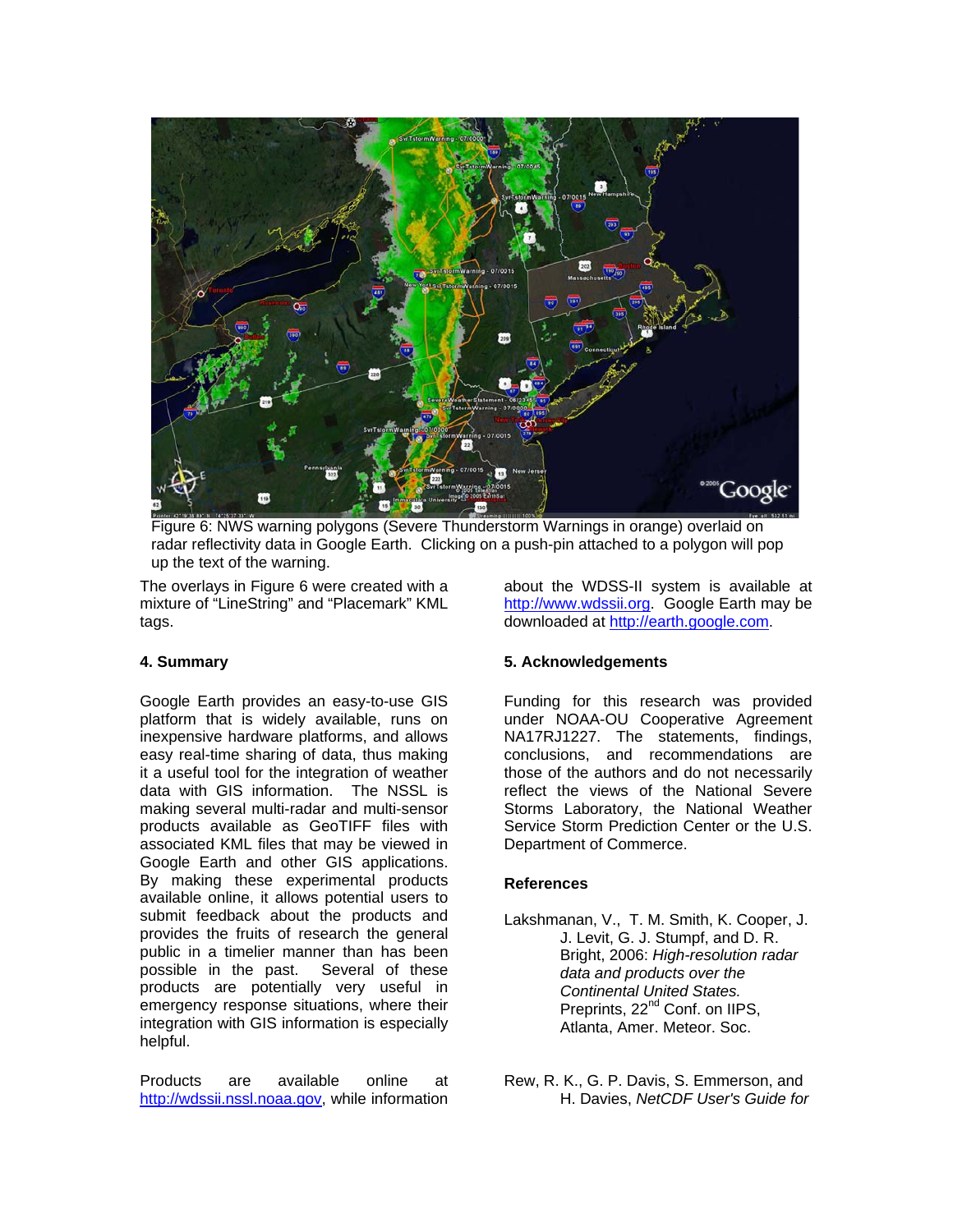Figure 6: NWS warning polygons (Severe Thunderstorm Warnings in orange) overlaid on radar reflectivity data in Google Earth. Clicking on a push-pin attached to a polygon will pop up the text of the warning.

The overlays in Figure 6 were created with a mixture of "LineString" and "Placemark" KML tags.

## 4. Summary

Google Earth provides an easy-to-use GIS platform that is widely available, runs on inexpensive hardware platforms, and allows easy real-time sharing of data, thus making it a useful tool for the integration of weather data with GIS information. The NSSL is making several multi-radar and multi-sensor products available as GeoTIFF files with associated KML files that may be viewed in Google Earth and other GIS applications. By making these experimental products available online, it allows potential users to submit feedback about the products and provides the fruits of research the general public in a timelier manner than has been possible in the past. Several of these products are potentially very useful in emergency response situations, where their integration with GIS information is especially helpful.

Products are available online at http://wdssii.nssl.noaa.gov, while information about the WDSS-II system is available at http://www.wdssii.org. Google Earth may be downloaded at http://earth.google.com.

## 5. Acknowledgements

Funding for this research was provided under NOAA-OU Cooperative Agreement NA17RJ1227. The statements, findings, conclusions, and recommendations are those of the authors and do not necessarily reflect the views of the National Severe Storms Laboratory, the National Weather Service Storm Prediction Center or the U.S. Department of Commerce.

## References

Lakshmanan, V., T. M. Smith, K. Cooper, J. J. Levit, G. J. Stumpf, and D. R. Bright, 2006: *High-resolution radar data and products over the Continental United States.* Preprints, 22nd Conf. on IIPS, Atlanta, Amer. Meteor. Soc.

Rew, R. K., G. P. Davis, S. Emmerson, and H. Davies, *NetCDF User's Guide for*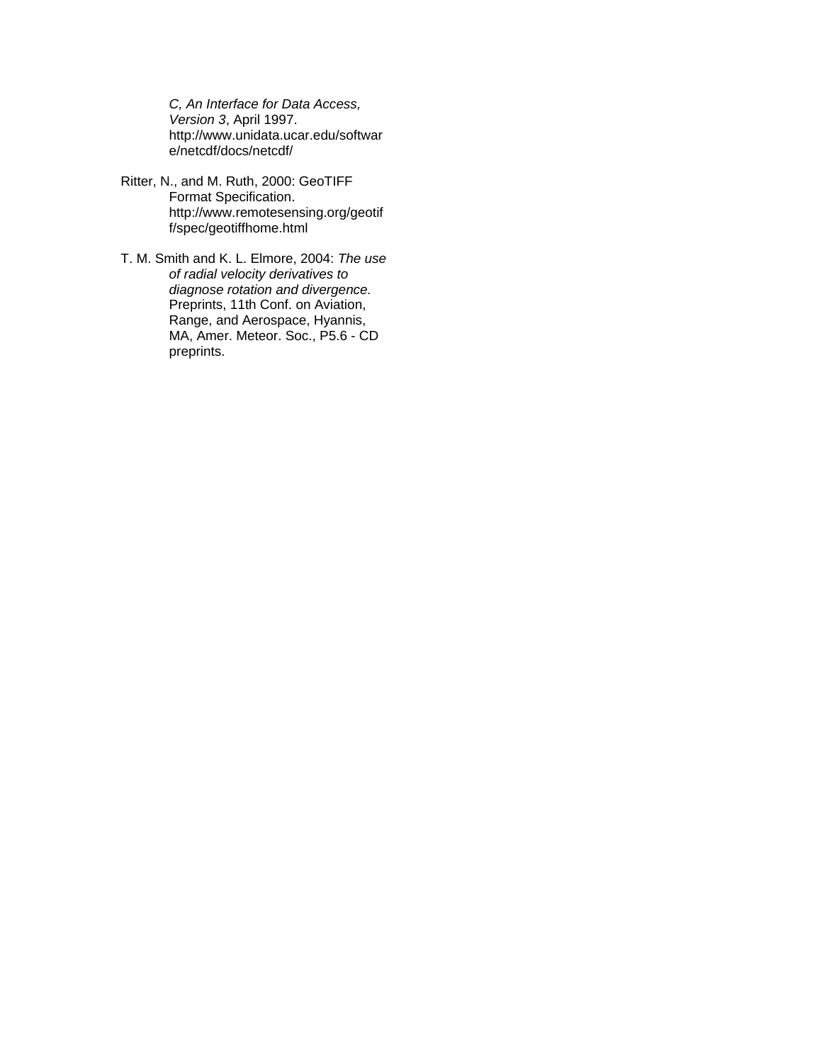*C, An Interface for Data Access, Version 3*, April 1997. http://www.unidata.ucar.edu/software/netcdf/docs/netcdf/

Ritter, N., and M. Ruth, 2000: GeoTIFF Format Specification. http://www.remotesensing.org/geotiff/spec/geotiffhome.html

T. M. Smith and K. L. Elmore, 2004: *The use of radial velocity derivatives to diagnose rotation and divergence.* Preprints, 11th Conf. on Aviation, Range, and Aerospace, Hyannis, MA, Amer. Meteor. Soc., P5.6 - CD preprints.